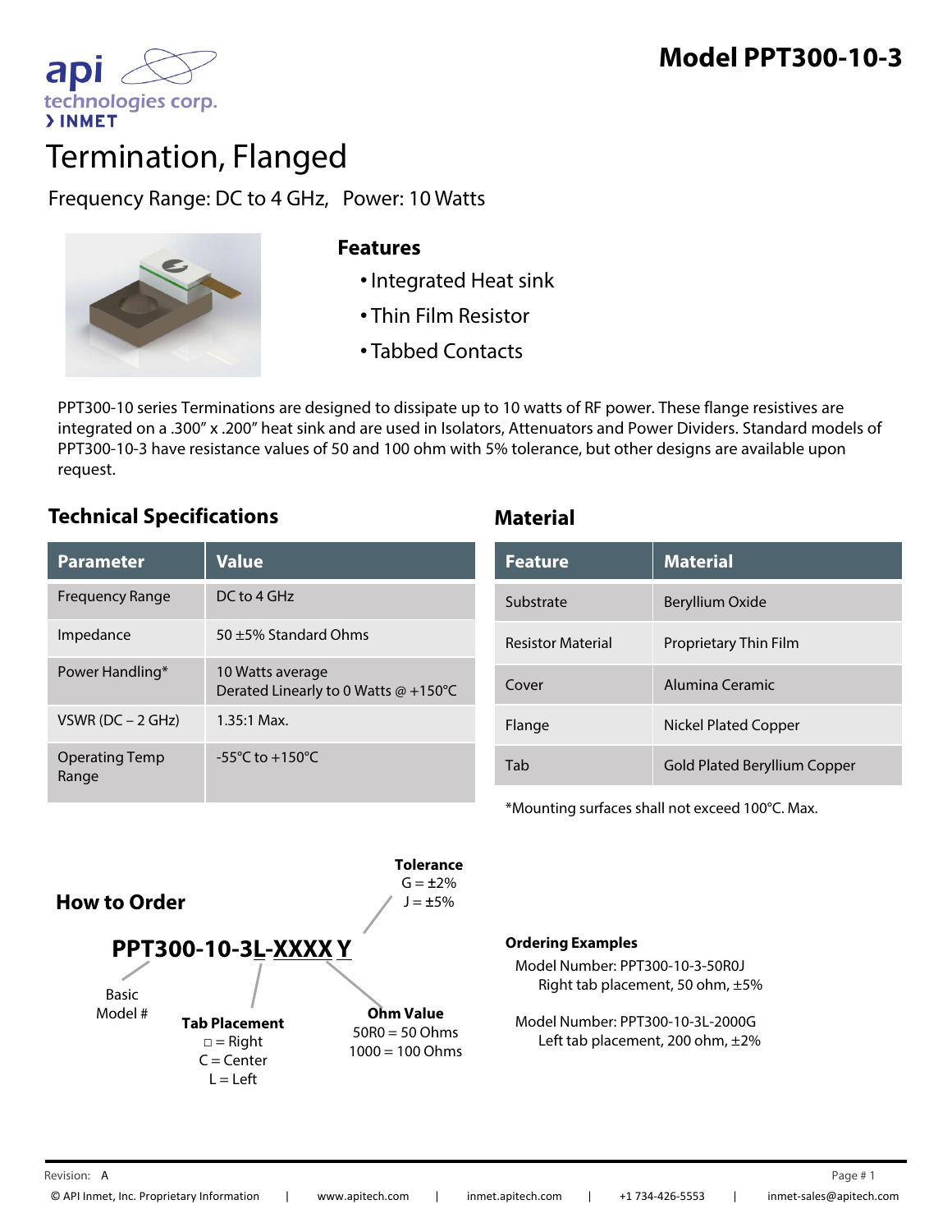api technologies corp.
> INMET

# Model PPT300-10-3

# Termination, Flanged

Frequency Range: DC to 4 GHz,   Power: 10 Watts

## Features

- Integrated Heat sink
- Thin Film Resistor
- Tabbed Contacts

PPT300-10 series Terminations are designed to dissipate up to 10 watts of RF power. These flange resistives are integrated on a .300" x .200" heat sink and are used in Isolators, Attenuators and Power Dividers. Standard models of PPT300-10-3 have resistance values of 50 and 100 ohm with 5% tolerance, but other designs are available upon request.

## Technical Specifications

| Parameter | Value |
|---|---|
| Frequency Range | DC to 4 GHz |
| Impedance | 50 ±5% Standard Ohms |
| Power Handling* | 10 Watts average<br>Derated Linearly to 0 Watts @ +150°C |
| VSWR (DC – 2 GHz) | 1.35:1 Max. |
| Operating Temp Range | -55°C to +150°C |

## Material

| Feature | Material |
|---|---|
| Substrate | Beryllium Oxide |
| Resistor Material | Proprietary Thin Film |
| Cover | Alumina Ceramic |
| Flange | Nickel Plated Copper |
| Tab | Gold Plated Beryllium Copper |

*Mounting surfaces shall not exceed 100°C. Max.

## How to Order

**PPT300-10-3L-XXXX Y**

- **Basic Model #**: PPT300-10-3
- **Tab Placement**: □ = Right, C = Center, L = Left
- **Ohm Value**: 50R0 = 50 Ohms, 1000 = 100 Ohms
- **Tolerance**: G = ±2%, J = ±5%

**Ordering Examples**

Model Number: PPT300-10-3-50R0J
Right tab placement, 50 ohm, ±5%

Model Number: PPT300-10-3L-2000G
Left tab placement, 200 ohm, ±2%

Revision: A

© API Inmet, Inc. Proprietary Information | www.apitech.com | inmet.apitech.com | +1 734-426-5553 | inmet-sales@apitech.com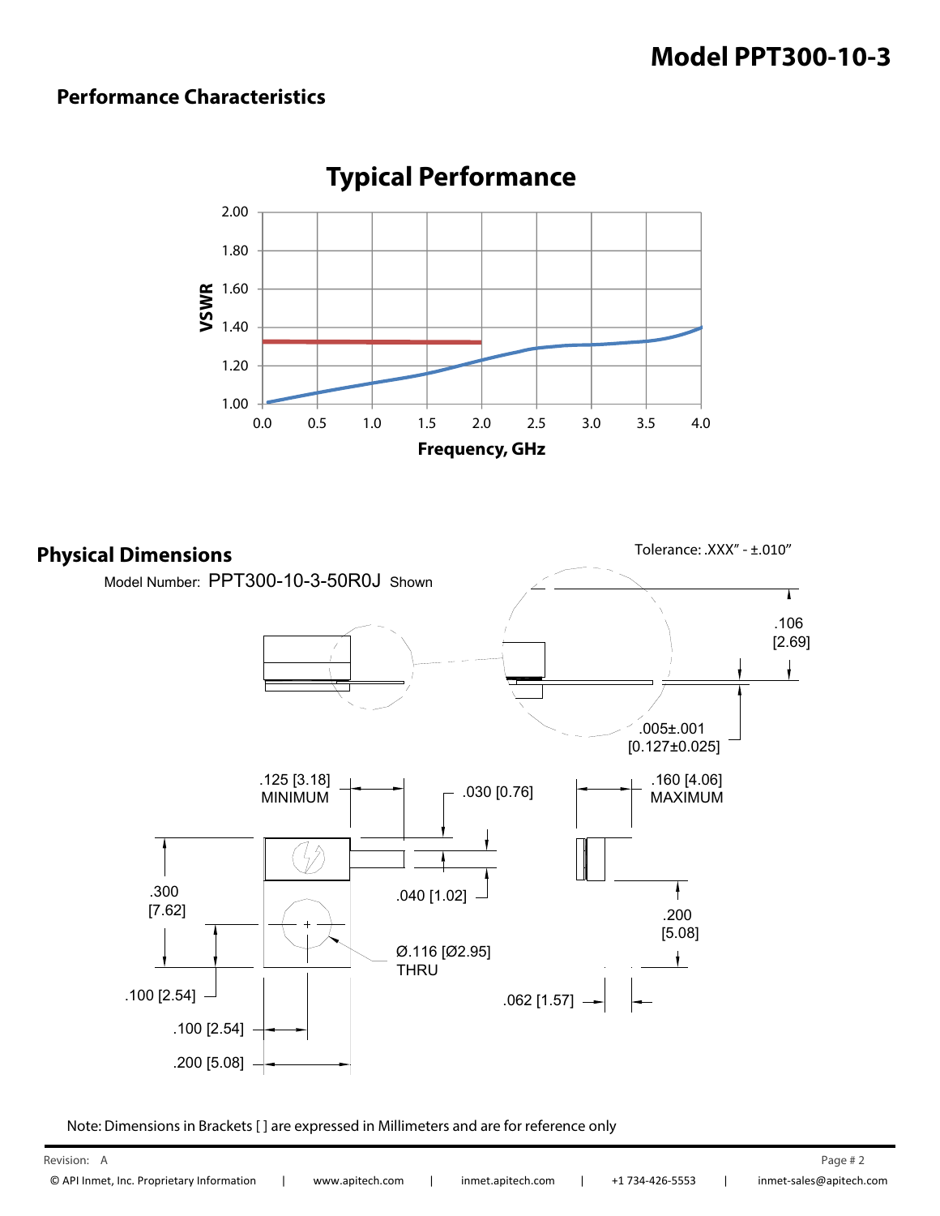# Model PPT300-10-3

## Performance Characteristics

**Typical Performance**

VSWR

2.00
1.80
1.60
1.40
1.20
1.00

0.0 0.5 1.0 1.5 2.0 2.5 3.0 3.5 4.0

**Frequency, GHz**

## Physical Dimensions

Tolerance: .XXX" - ±.010"

Model Number: PPT300-10-3-50R0J Shown

.106
[2.69]

.005±.001
[0.127±0.025]

.125 [3.18]
MINIMUM

.030 [0.76]

.160 [4.06]
MAXIMUM

.300
[7.62]

.040 [1.02]

.200
[5.08]

Ø.116 [Ø2.95]
THRU

.100 [2.54]

.062 [1.57]

.100 [2.54]

.200 [5.08]

Note: Dimensions in Brackets [ ] are expressed in Millimeters and are for reference only

Revision: A

© API Inmet, Inc. Proprietary Information | www.apitech.com | inmet.apitech.com | +1 734-426-5553 | inmet-sales@apitech.com